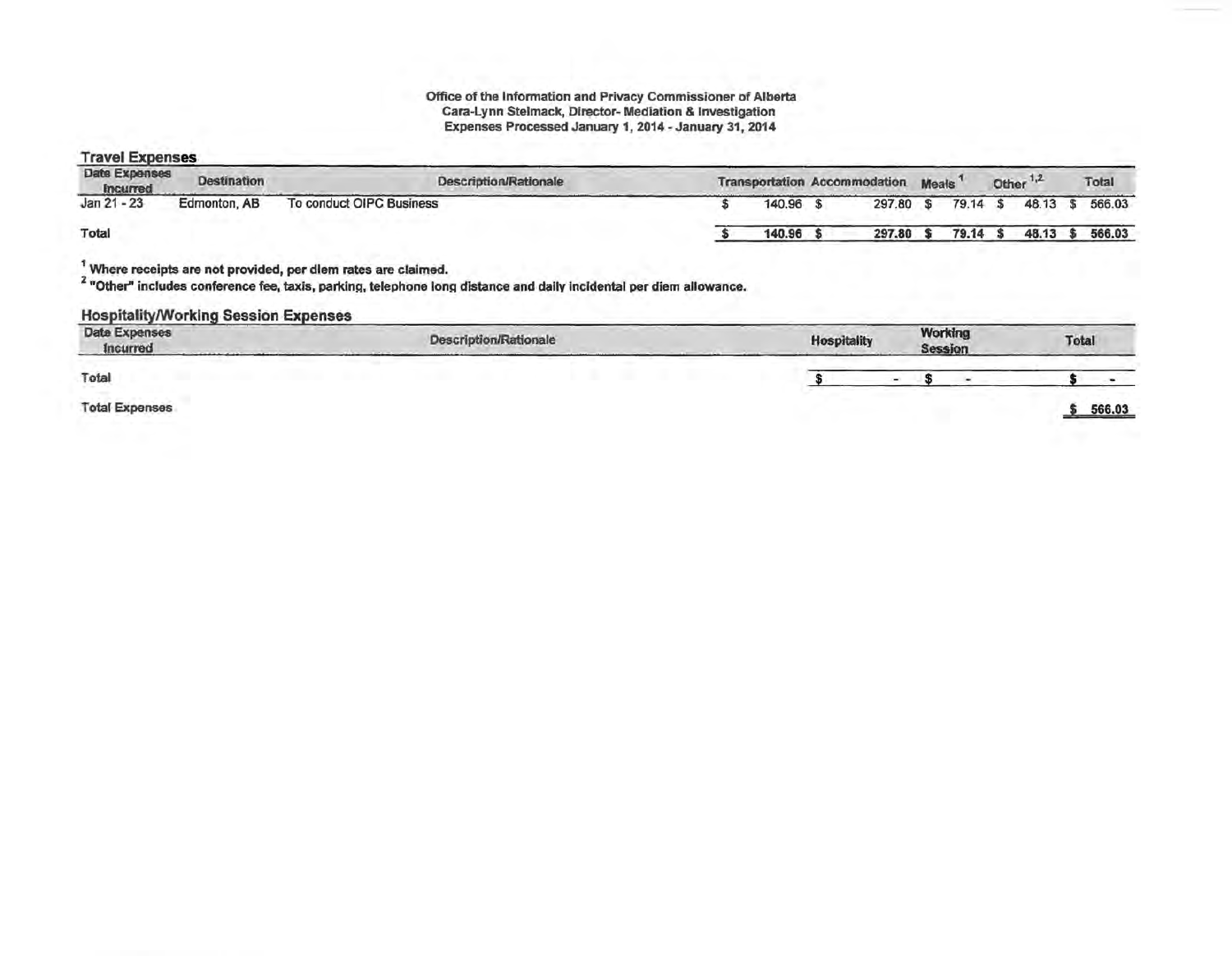**Office of the Information and Privacy Commissioner of Alberta**
**Cara-Lynn Stelmack, Director- Mediation & Investigation**
**Expenses Processed January 1, 2014 - January 31, 2014**

## Travel Expenses

| Date Expenses Incurred | Destination | Description/Rationale | Transportation | Accommodation | Meals [1] | Other [1,2] | Total |
|---|---|---|---|---|---|---|---|
| Jan 21 - 23 | Edmonton, AB | To conduct OIPC Business | $ 140.96 | $ 297.80 | $ 79.14 | $ 48.13 | $ 566.03 |
| Total | | | $ 140.96 | $ 297.80 | $ 79.14 | $ 48.13 | $ 566.03 |

[1] **Where receipts are not provided, per diem rates are claimed.**
[2] **"Other" includes conference fee, taxis, parking, telephone long distance and daily incidental per diem allowance.**

## Hospitality/Working Session Expenses

| Date Expenses Incurred | Description/Rationale | Hospitality | Working Session | Total |
|---|---|---|---|---|
| Total | | $ - | $ - | $ - |

| | |
|---|---|
| Total Expenses | $ 566.03 |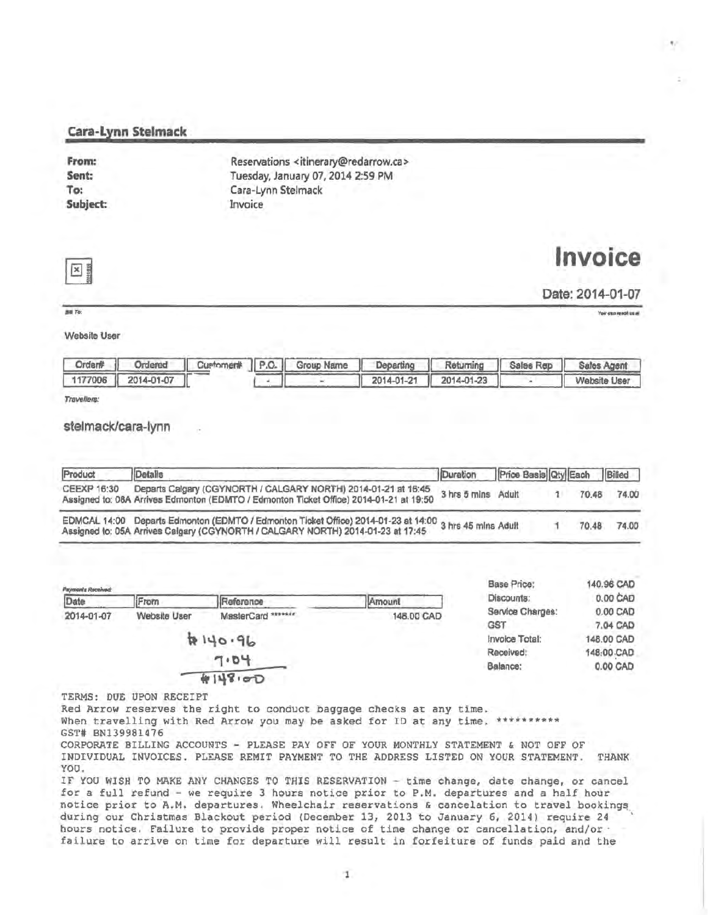## Cara-Lynn Stelmack

**From:** Reservations <itinerary@redarrow.ca>
**Sent:** Tuesday, January 07, 2014 2:59 PM
**To:** Cara-Lynn Stelmack
**Subject:** Invoice

# Invoice

**Date: 2014-01-07**

Bill To:

Website User

| Order# | Ordered | Customer# | P.O. | Group Name | Departing | Returning | Sales Rep | Sales Agent |
|---|---|---|---|---|---|---|---|---|
| 1177006 | 2014-01-07 | | - | - | 2014-01-21 | 2014-01-23 | - | Website User |

*Travellers:*

stelmack/cara-lynn

| Product | Details | Duration | Price Basis | Qty | Each | Billed |
|---|---|---|---|---|---|---|
| CEEXP 16:30 Assigned to: 08A | Departs Calgary (CGYNORTH / CALGARY NORTH) 2014-01-21 at 16:45 Arrives Edmonton (EDMTO / Edmonton Ticket Office) 2014-01-21 at 19:50 | 3 hrs 5 mins | Adult | 1 | 70.48 | 74.00 |
| EDMCAL 14:00 Assigned to: 05A | Departs Edmonton (EDMTO / Edmonton Ticket Office) 2014-01-23 at 14:00 Arrives Calgary (CGYNORTH / CALGARY NORTH) 2014-01-23 at 17:45 | 3 hrs 45 mins | Adult | 1 | 70.48 | 74.00 |

*Payments Received:*

| Date | From | Reference | Amount |
|---|---|---|---|
| 2014-01-07 | Website User | MasterCard ******* | 148.00 CAD |

| | |
|---|---|
| Base Price: | 140.96 CAD |
| Discounts: | 0.00 CAD |
| Service Charges: | 0.00 CAD |
| GST | 7.04 CAD |
| Invoice Total: | 148.00 CAD |
| Received: | 148.00 CAD |
| Balance: | 0.00 CAD |

$140.96
7.04
$148.00

TERMS: DUE UPON RECEIPT
Red Arrow reserves the right to conduct baggage checks at any time.
When travelling with Red Arrow you may be asked for ID at any time. **********
GST# BN139981476
CORPORATE BILLING ACCOUNTS - PLEASE PAY OFF OF YOUR MONTHLY STATEMENT & NOT OFF OF INDIVIDUAL INVOICES. PLEASE REMIT PAYMENT TO THE ADDRESS LISTED ON YOUR STATEMENT. THANK YOU.
IF YOU WISH TO MAKE ANY CHANGES TO THIS RESERVATION - time change, date change, or cancel for a full refund - we require 3 hours notice prior to P.M. departures and a half hour notice prior to A.M. departures. Wheelchair reservations & cancelation to travel bookings during our Christmas Blackout period (December 13, 2013 to January 6, 2014) require 24 hours notice. Failure to provide proper notice of time change or cancellation, and/or failure to arrive on time for departure will result in forfeiture of funds paid and the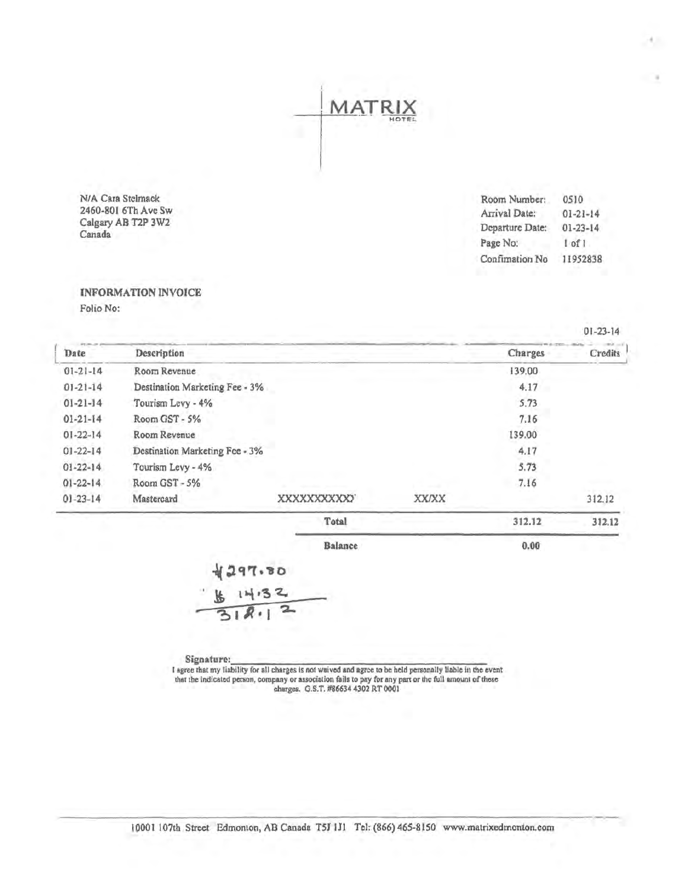# MATRIX HOTEL

N/A Cara Stelmack
2460-801 6Th Ave Sw
Calgary AB T2P 3W2
Canada

| | |
|---|---|
| Room Number: | 0510 |
| Arrival Date: | 01-21-14 |
| Departure Date: | 01-23-14 |
| Page No: | 1 of 1 |
| Confimation No | 11952838 |

**INFORMATION INVOICE**

Folio No:

01-23-14

| Date | Description | | | Charges | Credits |
|---|---|---|---|---|---|
| 01-21-14 | Room Revenue | | | 139.00 | |
| 01-21-14 | Destination Marketing Fee - 3% | | | 4.17 | |
| 01-21-14 | Tourism Levy - 4% | | | 5.73 | |
| 01-21-14 | Room GST - 5% | | | 7.16 | |
| 01-22-14 | Room Revenue | | | 139.00 | |
| 01-22-14 | Destination Marketing Fee - 3% | | | 4.17 | |
| 01-22-14 | Tourism Levy - 4% | | | 5.73 | |
| 01-22-14 | Room GST - 5% | | | 7.16 | |
| 01-23-14 | Mastercard | XXXXXXXXXXX | XX/XX | | 312.12 |
| | | Total | | 312.12 | 312.12 |
| | | Balance | | 0.00 | |

$297.80
$14.32
312.12

Signature:\_\_\_\_\_\_\_\_\_\_\_\_\_\_\_\_\_\_\_\_\_\_\_\_\_\_\_\_\_\_\_\_\_\_\_\_

I agree that my liability for all charges is not waived and agree to be held personally liable in the event that the indicated person, company or association fails to pay for any part or the full amount of these charges. G.S.T. #86634 4302 RT 0001

10001 107th Street Edmonton, AB Canada T5J 1J1 Tel: (866) 465-8150 www.matrixedmonton.com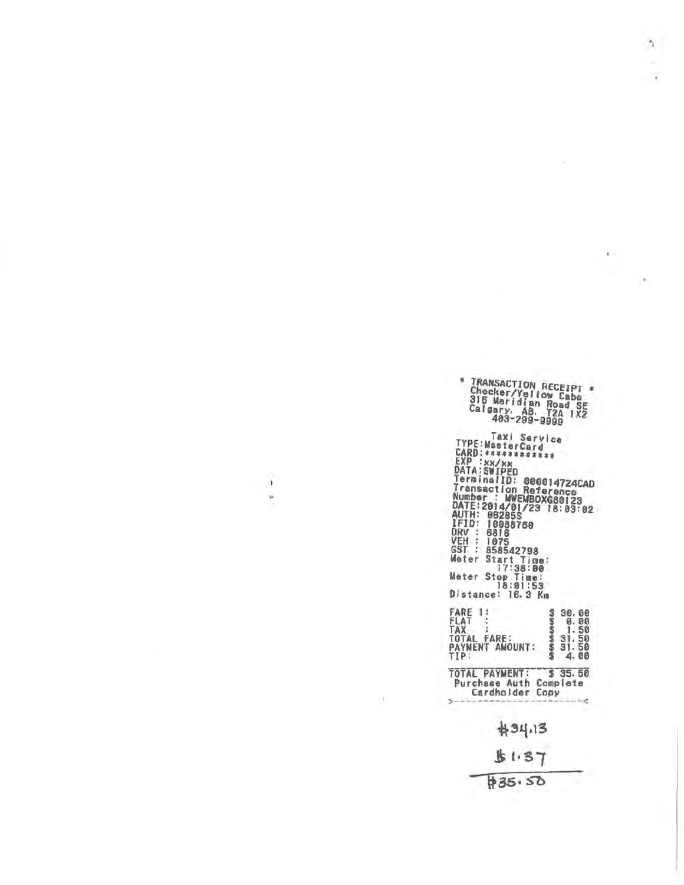\* TRANSACTION RECEIPT \*
Checker/Yellow Cabs
316 Meridian Road SE
Calgary, AB, T2A 1X2
403-299-9999

Taxi Service
TYPE:MasterCard
CARD:************
EXP :xx/xx
DATA:SWIPED
TerminalID: 000014724CAD
Transaction Reference
Number : MWEMBOXG80123
DATE:2014/01/23 18:03:02
AUTH: 08285S
IFID: 10088760
DRV : 6816
VEH : 1075
GST : 858542798
Meter Start Time:
17:38:00
Meter Stop Time:
18:01:53
Distance: 16.3 Km

| | |
|---|---|
| FARE 1: | $ 30.00 |
| FLAT : | $ 0.00 |
| TAX : | $ 1.50 |
| TOTAL FARE: | $ 31.50 |
| PAYMENT AMOUNT: | $ 31.50 |
| TIP: | $ 4.00 |

TOTAL PAYMENT: $ 35.50
Purchase Auth Complete
Cardholder Copy

$34.13
$1.37
$35.50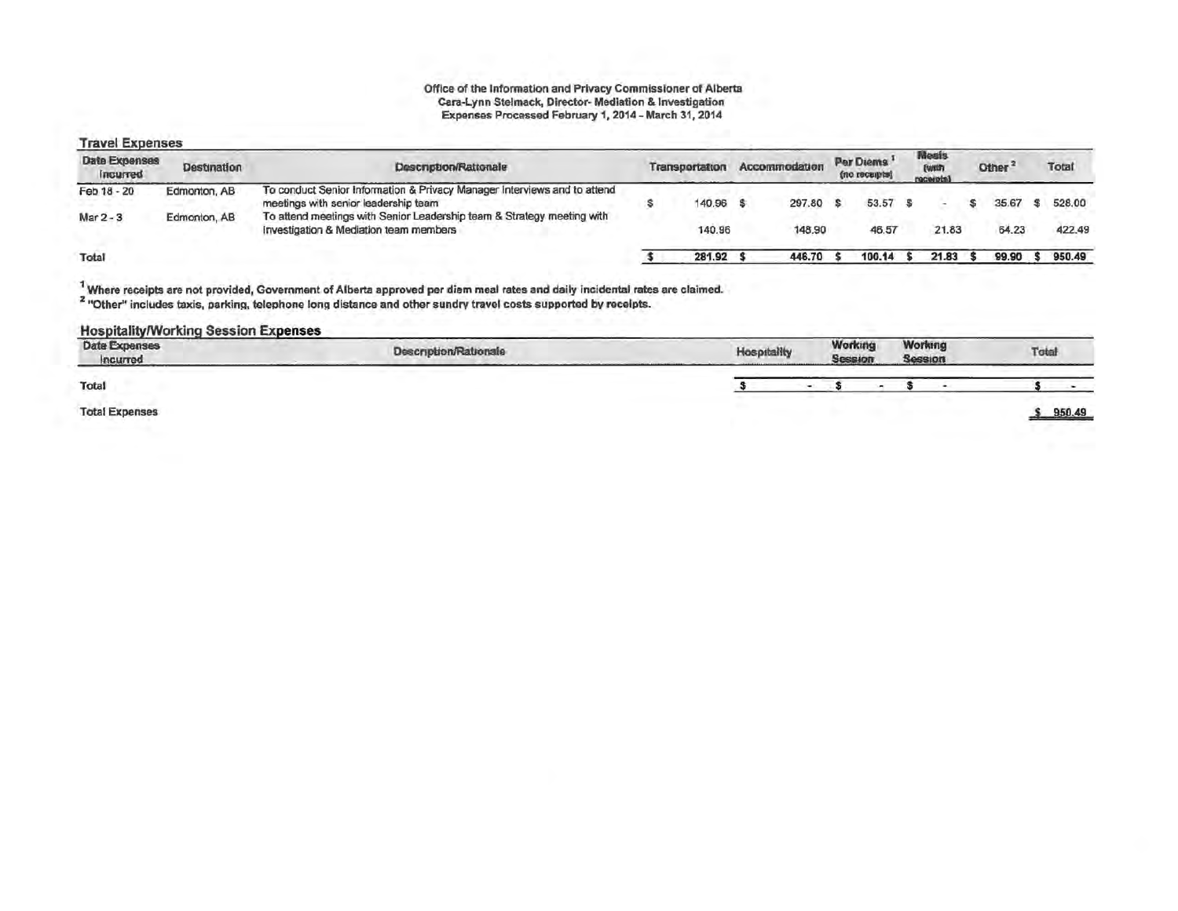Office of the Information and Privacy Commissioner of Alberta
Cara-Lynn Stelmack, Director- Mediation & Investigation
Expenses Processed February 1, 2014 - March 31, 2014

## Travel Expenses

| Date Expenses Incurred | Destination | Description/Rationale | Transportation | Accommodation | Per Diems [1] (no receipts) | Meals (with receipts) | Other [2] | Total |
|---|---|---|---|---|---|---|---|---|
| Feb 18 - 20 | Edmonton, AB | To conduct Senior Information & Privacy Manager interviews and to attend meetings with senior leadership team | $ 140.96 | $ 297.80 | $ 53.57 | $ - | $ 35.67 | $ 528.00 |
| Mar 2 - 3 | Edmonton, AB | To attend meetings with Senior Leadership team & Strategy meeting with Investigation & Mediation team members | 140.96 | 148.90 | 46.57 | 21.83 | 64.23 | 422.49 |
| **Total** | | | **$ 281.92** | **$ 446.70** | **$ 100.14** | **$ 21.83** | **$ 99.90** | **$ 950.49** |

[1] **Where receipts are not provided, Government of Alberta approved per diem meal rates and daily incidental rates are claimed.**
[2] **"Other" includes taxis, parking, telephone long distance and other sundry travel costs supported by receipts.**

## Hospitality/Working Session Expenses

| Date Expenses Incurred | Description/Rationale | Hospitality | Working Session | Working Session | Total |
|---|---|---|---|---|---|
| **Total** | | $ - | $ - | $ - | $ - |

**Total Expenses** $ 950.49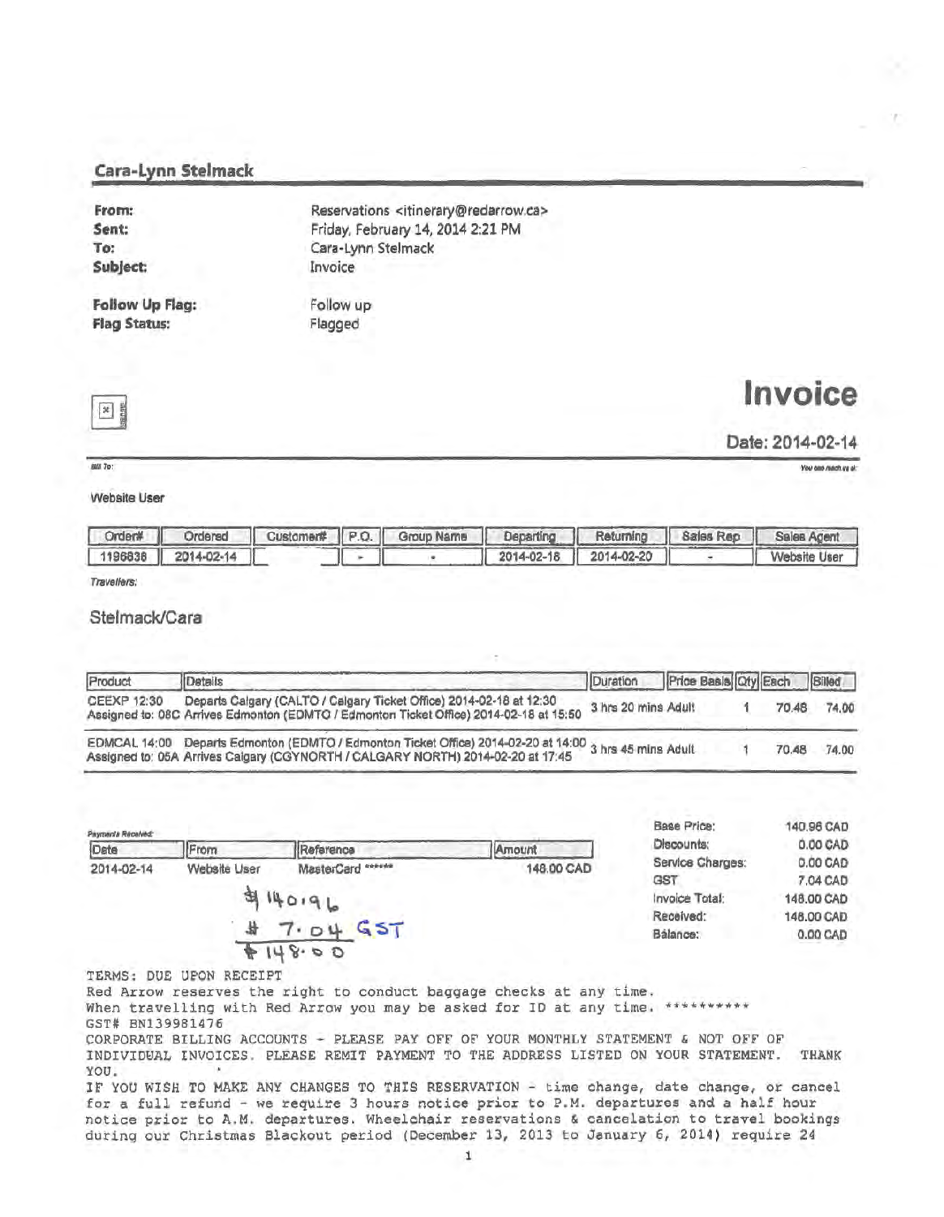## Cara-Lynn Stelmack

**From:** Reservations <itinerary@redarrow.ca>
**Sent:** Friday, February 14, 2014 2:21 PM
**To:** Cara-Lynn Stelmack
**Subject:** Invoice

**Follow Up Flag:** Follow up
**Flag Status:** Flagged

# Invoice

**Date: 2014-02-14**

Bill To:

You can reach us at:

Website User

| Order# | Ordered | Customer# | P.O. | Group Name | Departing | Returning | Sales Rep | Sales Agent |
|---|---|---|---|---|---|---|---|---|
| 1196836 | 2014-02-14 | | - | - | 2014-02-18 | 2014-02-20 | - | Website User |

*Travellers:*

Stelmack/Cara

| Product | Details | Duration | Price Basis | Qty | Each | Billed |
|---|---|---|---|---|---|---|
| CEEXP 12:30 Assigned to: 08C | Departs Calgary (CALTO / Calgary Ticket Office) 2014-02-18 at 12:30 Arrives Edmonton (EDMTO / Edmonton Ticket Office) 2014-02-18 at 15:50 | 3 hrs 20 mins | Adult | 1 | 70.48 | 74.00 |
| EDMCAL 14:00 Assigned to: 05A | Departs Edmonton (EDMTO / Edmonton Ticket Office) 2014-02-20 at 14:00 Arrives Calgary (CGYNORTH / CALGARY NORTH) 2014-02-20 at 17:45 | 3 hrs 45 mins | Adult | 1 | 70.48 | 74.00 |

*Payments Received:*

| Date | From | Reference | Amount |
|---|---|---|---|
| 2014-02-14 | Website User | MasterCard ****** | 148.00 CAD |

| | |
|---|---|
| Base Price: | 140.96 CAD |
| Discounts: | 0.00 CAD |
| Service Charges: | 0.00 CAD |
| GST | 7.04 CAD |
| Invoice Total: | 148.00 CAD |
| Received: | 148.00 CAD |
| Balance: | 0.00 CAD |

$140.96
$7.04 GST
$148.00

TERMS: DUE UPON RECEIPT
Red Arrow reserves the right to conduct baggage checks at any time.
When travelling with Red Arrow you may be asked for ID at any time. **********
GST# BN139981476
CORPORATE BILLING ACCOUNTS - PLEASE PAY OFF OF YOUR MONTHLY STATEMENT & NOT OFF OF INDIVIDUAL INVOICES. PLEASE REMIT PAYMENT TO THE ADDRESS LISTED ON YOUR STATEMENT. THANK YOU.
IF YOU WISH TO MAKE ANY CHANGES TO THIS RESERVATION - time change, date change, or cancel for a full refund - we require 3 hours notice prior to P.M. departures and a half hour notice prior to A.M. departures. Wheelchair reservations & cancelation to travel bookings during our Christmas Blackout period (December 13, 2013 to January 6, 2014) require 24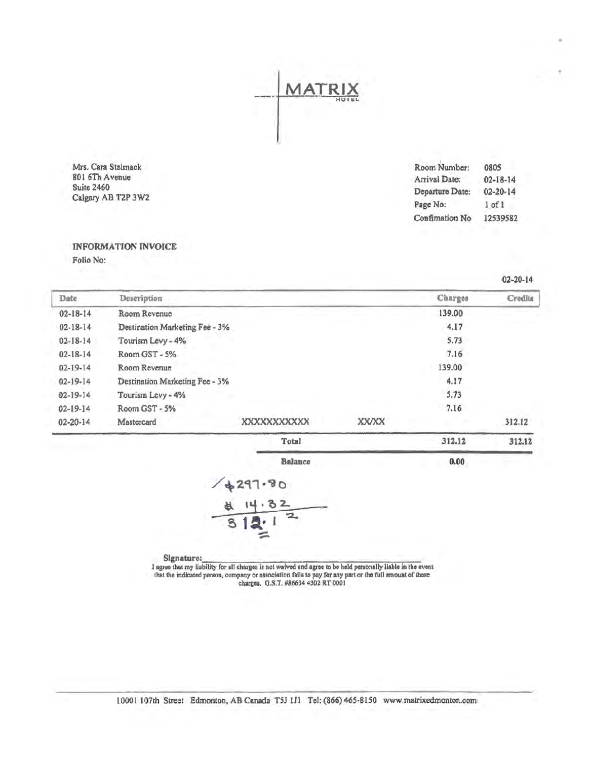# MATRIX
HOTEL

Mrs. Cara Stelmack
801 6Th Avenue
Suite 2460
Calgary AB T2P 3W2

| | |
|---|---|
| Room Number: | 0805 |
| Arrival Date: | 02-18-14 |
| Departure Date: | 02-20-14 |
| Page No: | 1 of 1 |
| Confimation No | 12539582 |

**INFORMATION INVOICE**

Folio No:

02-20-14

| Date | Description | | | Charges | Credits |
|---|---|---|---|---|---|
| 02-18-14 | Room Revenue | | | 139.00 | |
| 02-18-14 | Destination Marketing Fee - 3% | | | 4.17 | |
| 02-18-14 | Tourism Levy - 4% | | | 5.73 | |
| 02-18-14 | Room GST - 5% | | | 7.16 | |
| 02-19-14 | Room Revenue | | | 139.00 | |
| 02-19-14 | Destination Marketing Fee - 3% | | | 4.17 | |
| 02-19-14 | Tourism Levy - 4% | | | 5.73 | |
| 02-19-14 | Room GST - 5% | | | 7.16 | |
| 02-20-14 | Mastercard | XXXXXXXXXXX | XX/XX | | 312.12 |
| | | Total | | 312.12 | 312.12 |
| | | Balance | | 0.00 | |

$297.80
$14.32
312.12

Signature:\_\_\_\_\_\_\_\_\_\_\_\_\_\_\_\_\_\_\_\_\_\_\_\_\_\_\_\_\_\_

I agree that my liability for all charges is not waived and agree to be held personally liable in the event that the indicated person, company or association fails to pay for any part or the full amount of these charges. G.S.T. #86634 4302 RT 0001

10001 107th Street Edmonton, AB Canada T5J 1J1 Tel: (866) 465-8150 www.matrixedmonton.com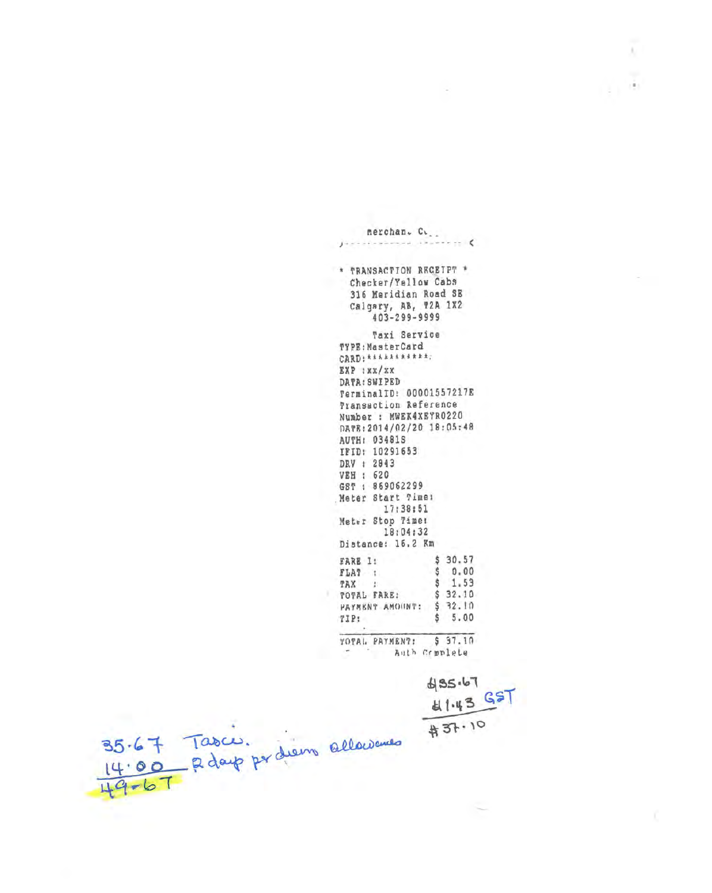merchan. C...

\* TRANSACTION RECEIPT \*
Checker/Yellow Cabs
316 Meridian Road SE
Calgary, AB, T2A 1X2
403-299-9999

Taxi Service

TYPE:MasterCard
CARD:\*\*\*\*\*\*\*\*\*\*\*\*
EXP :xx/xx
DATA:SWIPED
TerminalID: 00001557217E
Transaction Reference
Number : MWEK4XEYR0220
DATE:2014/02/20 18:05:48
AUTH: 03481S
IFID: 10291653
DRV : 2843
VEH : 620
GST : 869062299
Meter Start Time:
17:38:51
Meter Stop Time:
18:04:32
Distance: 16.2 Km

| | |
|---|---|
| FARE 1: | $ 30.57 |
| FLAT : | $ 0.00 |
| TAX : | $ 1.53 |
| TOTAL FARE: | $ 32.10 |
| PAYMENT AMOUNT: | $ 32.10 |
| TIP: | $ 5.00 |
| TOTAL PAYMENT: | $ 37.10 |

Auth Complete

$35.67
$1.43 GST
$37.10

35.67 Taxi.
14.00 2 day per diem allowance
49.67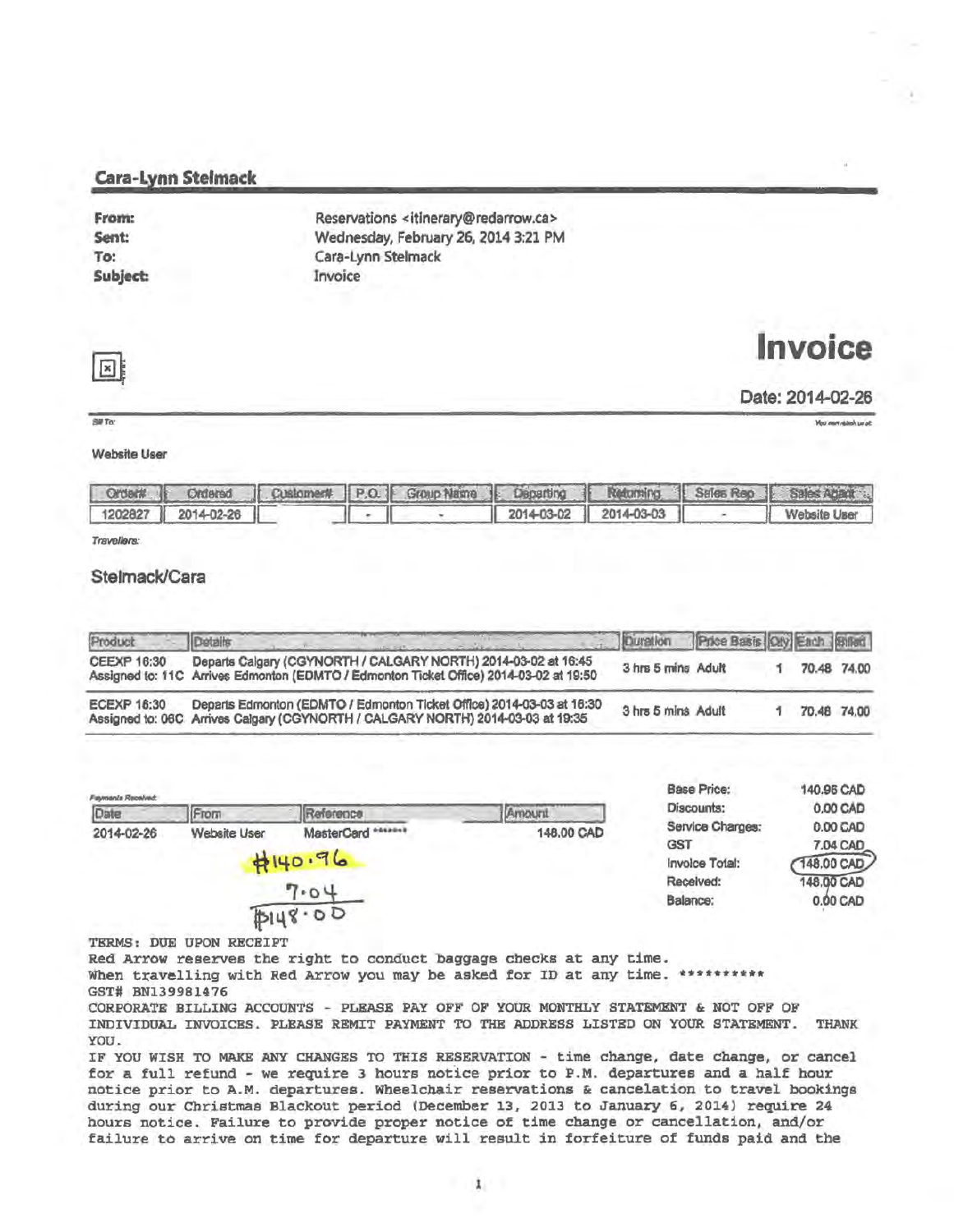## Cara-Lynn Stelmack

**From:** Reservations <itinerary@redarrow.ca>
**Sent:** Wednesday, February 26, 2014 3:21 PM
**To:** Cara-Lynn Stelmack
**Subject:** Invoice

# Invoice

**Date: 2014-02-26**

Bill To:

Website User

| Order# | Ordered | Customer# | P.O. | Group Name | Departing | Returning | Sales Rep | Sales Agent |
|---|---|---|---|---|---|---|---|---|
| 1202827 | 2014-02-26 | | - | - | 2014-03-02 | 2014-03-03 | - | Website User |

Travellers:

Stelmack/Cara

| Product | Details | Duration | Price Basis | Qty | Each | Billed |
|---|---|---|---|---|---|---|
| CEEXP 16:30 Assigned to: 11C | Departs Calgary (CGYNORTH / CALGARY NORTH) 2014-03-02 at 16:45 Arrives Edmonton (EDMTO / Edmonton Ticket Office) 2014-03-02 at 19:50 | 3 hrs 5 mins | Adult | 1 | 70.48 | 74.00 |
| ECEXP 16:30 Assigned to: 06C | Departs Edmonton (EDMTO / Edmonton Ticket Office) 2014-03-03 at 16:30 Arrives Calgary (CGYNORTH / CALGARY NORTH) 2014-03-03 at 19:35 | 3 hrs 5 mins | Adult | 1 | 70.48 | 74.00 |

Payments Received:

| Date | From | Reference | Amount |
|---|---|---|---|
| 2014-02-26 | Website User | MasterCard ****** | 148.00 CAD |

$140.96
7.04
$148.00

| | |
|---|---|
| Base Price: | 140.96 CAD |
| Discounts: | 0.00 CAD |
| Service Charges: | 0.00 CAD |
| GST | 7.04 CAD |
| Invoice Total: | 148.00 CAD |
| Received: | 148.00 CAD |
| Balance: | 0.00 CAD |

TERMS: DUE UPON RECEIPT
Red Arrow reserves the right to conduct baggage checks at any time.
When travelling with Red Arrow you may be asked for ID at any time. **********
GST# BN139981476
CORPORATE BILLING ACCOUNTS - PLEASE PAY OFF OF YOUR MONTHLY STATEMENT & NOT OFF OF INDIVIDUAL INVOICES. PLEASE REMIT PAYMENT TO THE ADDRESS LISTED ON YOUR STATEMENT. THANK YOU.
IF YOU WISH TO MAKE ANY CHANGES TO THIS RESERVATION - time change, date change, or cancel for a full refund - we require 3 hours notice prior to P.M. departures and a half hour notice prior to A.M. departures. Wheelchair reservations & cancelation to travel bookings during our Christmas Blackout period (December 13, 2013 to January 6, 2014) require 24 hours notice. Failure to provide proper notice of time change or cancellation, and/or failure to arrive on time for departure will result in forfeiture of funds paid and the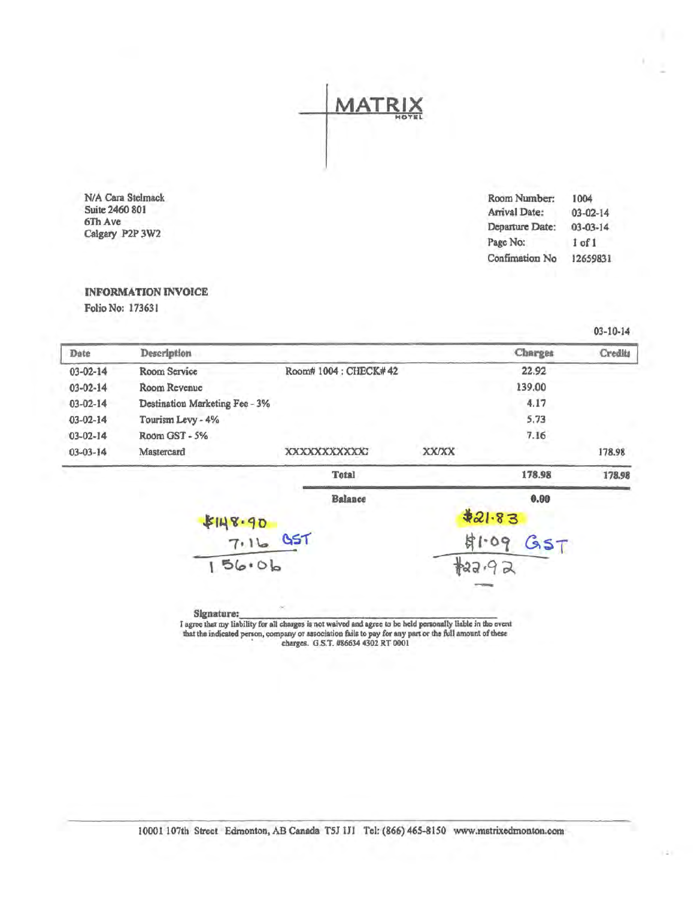# MATRIX
HOTEL

N/A Cara Stelmack
Suite 2460 801
6Th Ave
Calgary P2P 3W2

| | |
|---|---|
| Room Number: | 1004 |
| Arrival Date: | 03-02-14 |
| Departure Date: | 03-03-14 |
| Page No: | 1 of 1 |
| Confirmation No | 12659831 |

**INFORMATION INVOICE**

Folio No: 173631

03-10-14

| Date | Description | | | Charges | Credits |
|---|---|---|---|---|---|
| 03-02-14 | Room Service | Room# 1004 : CHECK# 42 | | 22.92 | |
| 03-02-14 | Room Revenue | | | 139.00 | |
| 03-02-14 | Destination Marketing Fee - 3% | | | 4.17 | |
| 03-02-14 | Tourism Levy - 4% | | | 5.73 | |
| 03-02-14 | Room GST - 5% | | | 7.16 | |
| 03-03-14 | Mastercard | XXXXXXXXXXX | XX/XX | | 178.98 |
| | | **Total** | | **178.98** | **178.98** |
| | | **Balance** | | **0.00** | |

$148.90
7.16 GST
156.06

$21.83
$1.09 GST
$22.92

**Signature:**\_\_\_\_\_\_\_\_\_\_\_\_\_\_\_\_\_\_\_\_\_\_\_\_\_\_\_\_\_\_\_\_\_\_\_\_\_\_\_\_

I agree that my liability for all charges is not waived and agree to be held personally liable in the event that the indicated person, company or association fails to pay for any part or the full amount of these charges. G.S.T. #86634 4302 RT 0001

10001 107th Street Edmonton, AB Canada T5J 1J1 Tel: (866) 465-8150 www.matrixedmonton.com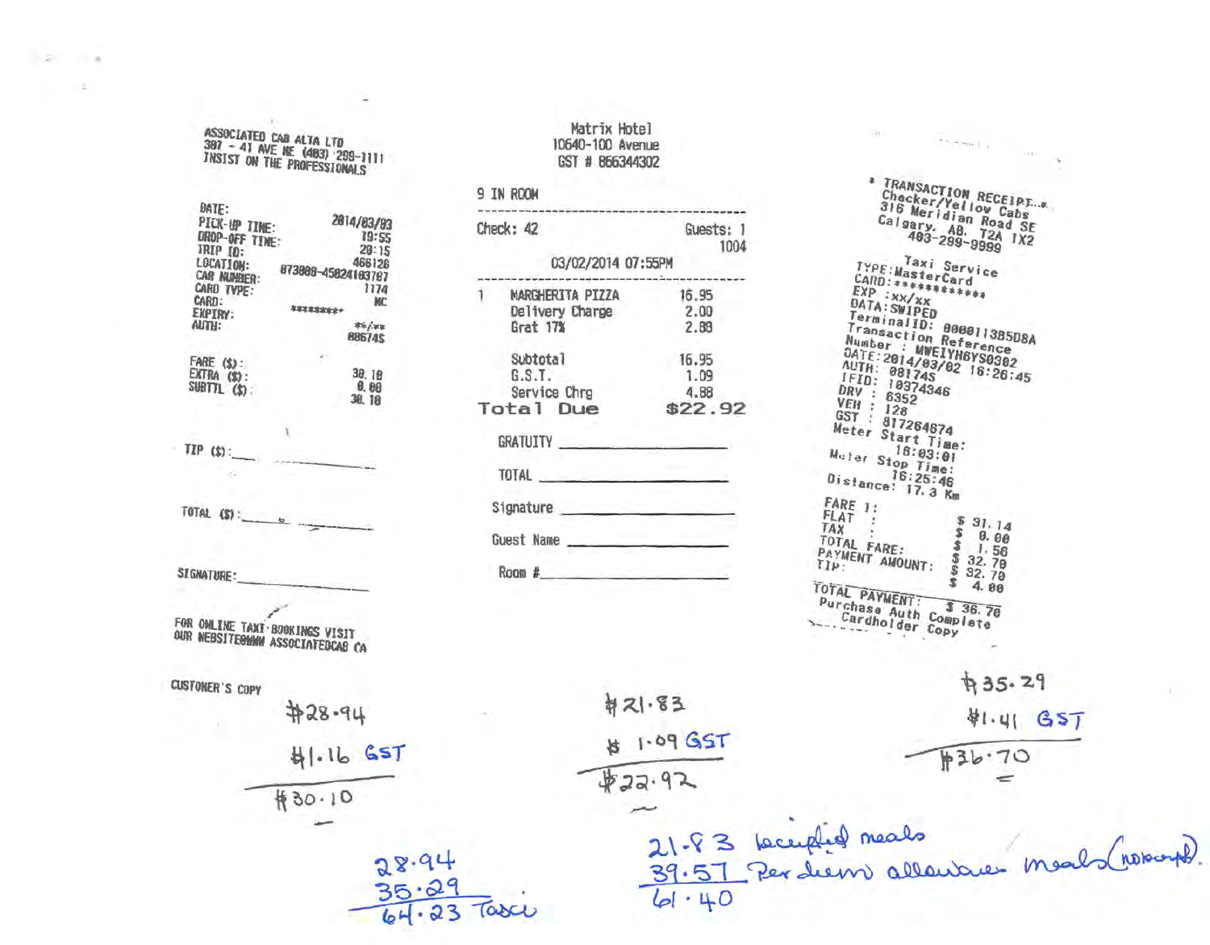ASSOCIATED CAB ALTA LTD
307 - 41 AVE NE (403) 299-1111
INSIST ON THE PROFESSIONALS

| | |
|---|---|
| DATE: | 2014/03/03 |
| PICK-UP TIME: | 19:55 |
| DROP-OFF TIME: | 20:15 |
| TRIP ID: | 466126 |
| LOCATION: | 873088-45024103707 |
| CAB NUMBER: | 1174 |
| CARD TYPE: | MC |
| CARD: | \*\*\*\*\*\*\*\*\* |
| EXPIRY: | \*\*/\*\* |
| AUTH: | 08674S |

| | |
|---|---|
| FARE ($): | 30.10 |
| EXTRA ($): | 0.00 |
| SUBTTL ($): | 30.10 |

TIP ($):

TOTAL ($):

SIGNATURE:

FOR ONLINE TAXI BOOKINGS VISIT OUR WEBSITE@WWW ASSOCIATEDCAB CA

CUSTOMER'S COPY

$28.94
$1.16 GST
$30.10

---

Matrix Hotel
10640-100 Avenue
GST # 866344302

9 IN ROOM

Check: 42 Guests: 1
1004

03/02/2014 07:55PM

| | | |
|---|---|---|
| 1 | MARGHERITA PIZZA | 16.95 |
| | Delivery Charge | 2.00 |
| | Grat 17% | 2.88 |
| | Subtotal | 16.95 |
| | G.S.T. | 1.09 |
| | Service Chrg | 4.88 |
| | **Total Due** | **$22.92** |

GRATUITY

TOTAL

Signature

Guest Name

Room #

$21.83
$ 1.09 GST
$22.92

---

\* TRANSACTION RECEIPT \*
Checker/Yellow Cabs
316 Meridian Road SE
Calgary, AB. T2A 1X2
403-299-9999

Taxi Service

TYPE: MasterCard
CARD: \*\*\*\*\*\*\*\*\*\*\*\*
EXP : xx/xx
DATA: SWIPED
TerminalID: 0000113B5D8A
Transaction Reference Number : MWEIYH6YS0302
DATE: 2014/03/02 16:26:45
AUTH: 08174S
IFID: 10374346
DRV : 6352
VEH : 128
GST : 817264674
Meter Start Time: 16:03:01
Meter Stop Time: 16:25:46
Distance: 17.3 Km

| | |
|---|---|
| FARE 1: | $ 31.14 |
| FLAT : | $ 0.00 |
| TAX : | $ 1.56 |
| TOTAL FARE: | $ 32.70 |
| PAYMENT AMOUNT: | $ 32.70 |
| TIP: | $ 4.00 |
| TOTAL PAYMENT: | $ 36.70 |

Purchase Auth Complete
Cardholder Copy

$35.29
$1.41 GST
$36.70

---

28.94
35.29
64.23 Taxi

21.83 Receipted meals
39.57 Per diem allowance meals (no receipt)
61.40